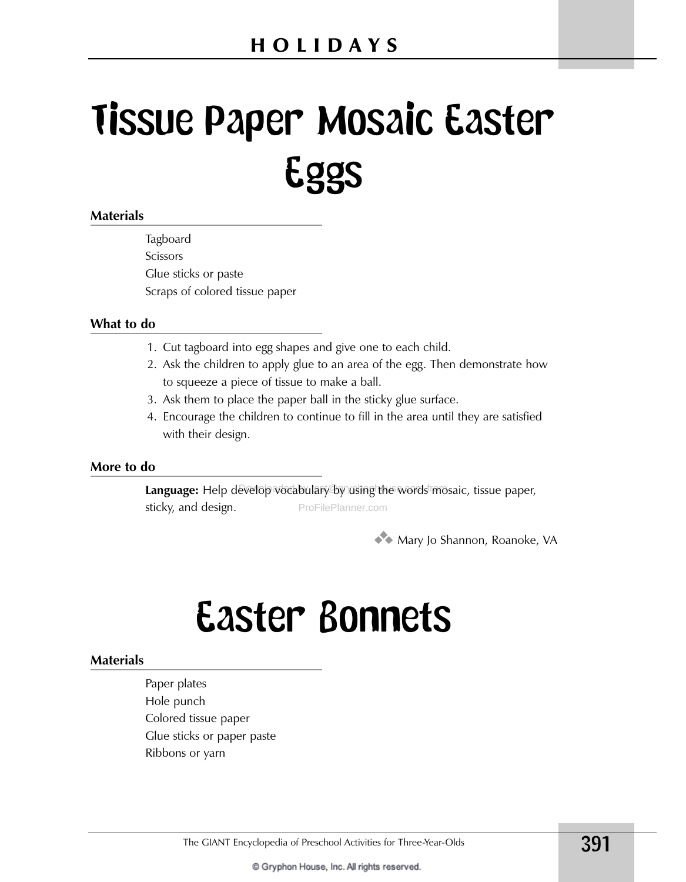# Tissue Paper Mosaic Easter Eggs

### Materials

Tagboard
Scissors
Glue sticks or paste
Scraps of colored tissue paper

### What to do

1. Cut tagboard into egg shapes and give one to each child.
2. Ask the children to apply glue to an area of the egg. Then demonstrate how to squeeze a piece of tissue to make a ball.
3. Ask them to place the paper ball in the sticky glue surface.
4. Encourage the children to continue to fill in the area until they are satisfied with their design.

### More to do

**Language:** Help develop vocabulary by using the words mosaic, tissue paper, sticky, and design.

Mary Jo Shannon, Roanoke, VA

# Easter Bonnets

### Materials

Paper plates
Hole punch
Colored tissue paper
Glue sticks or paper paste
Ribbons or yarn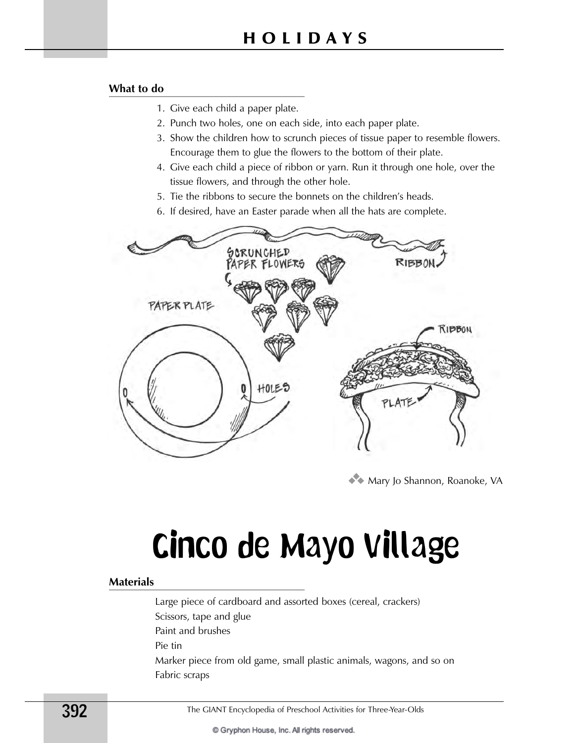### What to do

1. Give each child a paper plate.
2. Punch two holes, one on each side, into each paper plate.
3. Show the children how to scrunch pieces of tissue paper to resemble flowers. Encourage them to glue the flowers to the bottom of their plate.
4. Give each child a piece of ribbon or yarn. Run it through one hole, over the tissue flowers, and through the other hole.
5. Tie the ribbons to secure the bonnets on the children's heads.
6. If desired, have an Easter parade when all the hats are complete.

SCRUNCHED PAPER FLOWERS

RIBBON

PAPER PLATE

HOLES

RIBBON

PLATE

Mary Jo Shannon, Roanoke, VA

# Cinco de Mayo Village

### Materials

Large piece of cardboard and assorted boxes (cereal, crackers)
Scissors, tape and glue
Paint and brushes
Pie tin
Marker piece from old game, small plastic animals, wagons, and so on
Fabric scraps